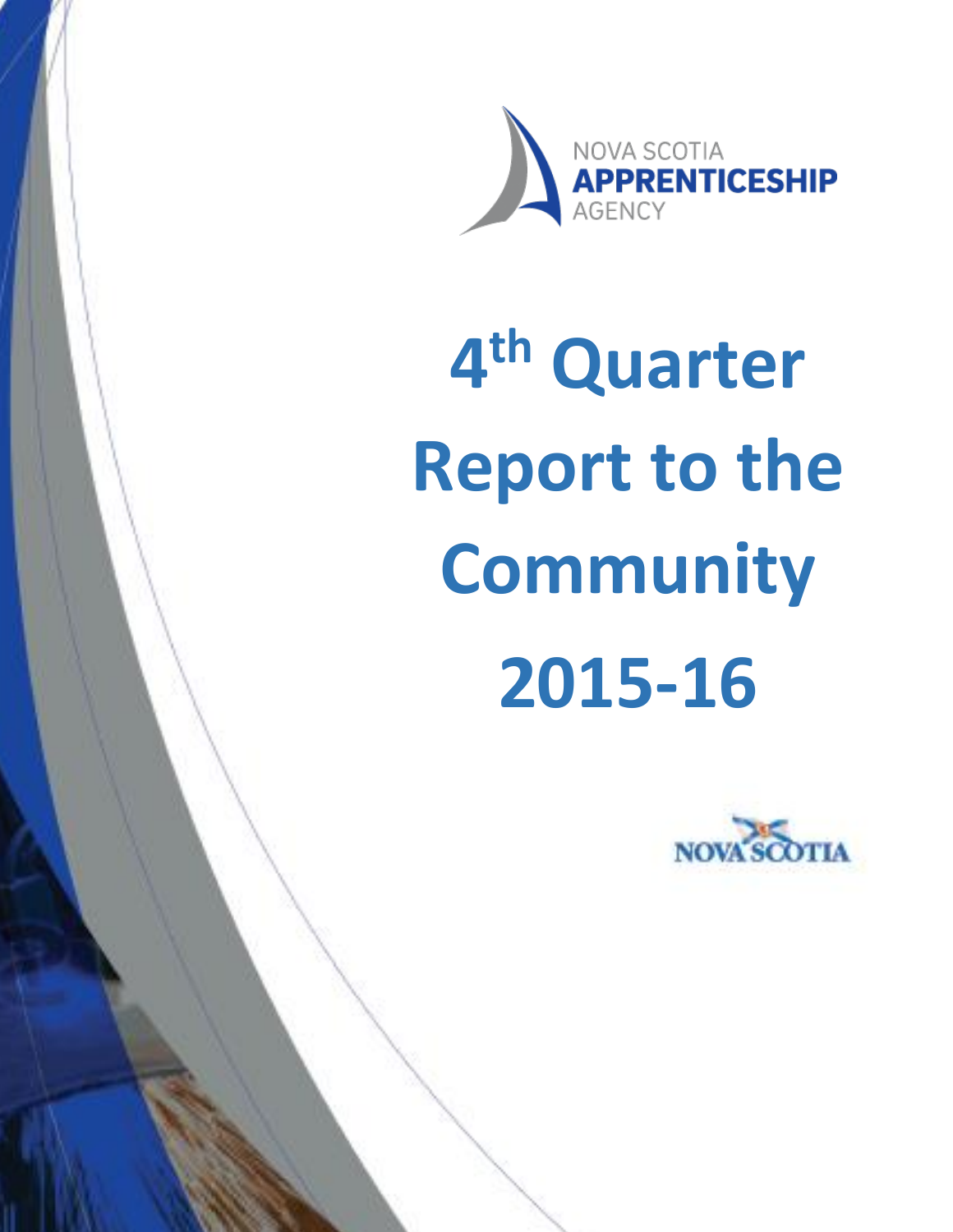NOVA SCOTIA
**APPRENTICESHIP**
AGENCY

# 4th Quarter Report to the Community 2015-16

NOVA SCOTIA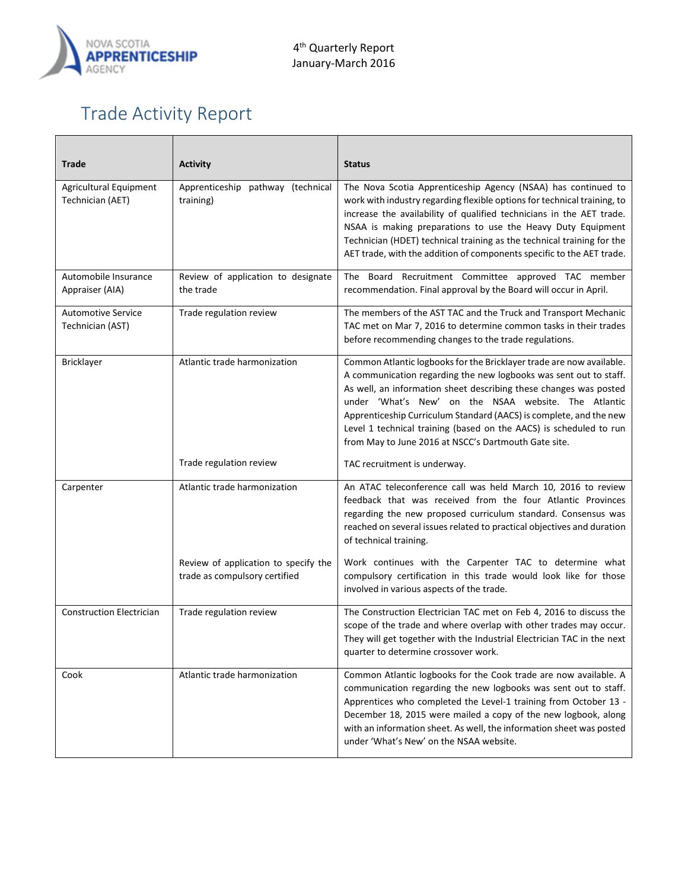4th Quarterly Report
January-March 2016

# Trade Activity Report

| Trade | Activity | Status |
|---|---|---|
| Agricultural Equipment Technician (AET) | Apprenticeship pathway (technical training) | The Nova Scotia Apprenticeship Agency (NSAA) has continued to work with industry regarding flexible options for technical training, to increase the availability of qualified technicians in the AET trade. NSAA is making preparations to use the Heavy Duty Equipment Technician (HDET) technical training as the technical training for the AET trade, with the addition of components specific to the AET trade. |
| Automobile Insurance Appraiser (AIA) | Review of application to designate the trade | The Board Recruitment Committee approved TAC member recommendation. Final approval by the Board will occur in April. |
| Automotive Service Technician (AST) | Trade regulation review | The members of the AST TAC and the Truck and Transport Mechanic TAC met on Mar 7, 2016 to determine common tasks in their trades before recommending changes to the trade regulations. |
| Bricklayer | Atlantic trade harmonization | Common Atlantic logbooks for the Bricklayer trade are now available. A communication regarding the new logbooks was sent out to staff. As well, an information sheet describing these changes was posted under 'What's New' on the NSAA website. The Atlantic Apprenticeship Curriculum Standard (AACS) is complete, and the new Level 1 technical training (based on the AACS) is scheduled to run from May to June 2016 at NSCC's Dartmouth Gate site. |
| | Trade regulation review | TAC recruitment is underway. |
| Carpenter | Atlantic trade harmonization | An ATAC teleconference call was held March 10, 2016 to review feedback that was received from the four Atlantic Provinces regarding the new proposed curriculum standard. Consensus was reached on several issues related to practical objectives and duration of technical training. |
| | Review of application to specify the trade as compulsory certified | Work continues with the Carpenter TAC to determine what compulsory certification in this trade would look like for those involved in various aspects of the trade. |
| Construction Electrician | Trade regulation review | The Construction Electrician TAC met on Feb 4, 2016 to discuss the scope of the trade and where overlap with other trades may occur. They will get together with the Industrial Electrician TAC in the next quarter to determine crossover work. |
| Cook | Atlantic trade harmonization | Common Atlantic logbooks for the Cook trade are now available. A communication regarding the new logbooks was sent out to staff. Apprentices who completed the Level-1 training from October 13 - December 18, 2015 were mailed a copy of the new logbook, along with an information sheet. As well, the information sheet was posted under 'What's New' on the NSAA website. |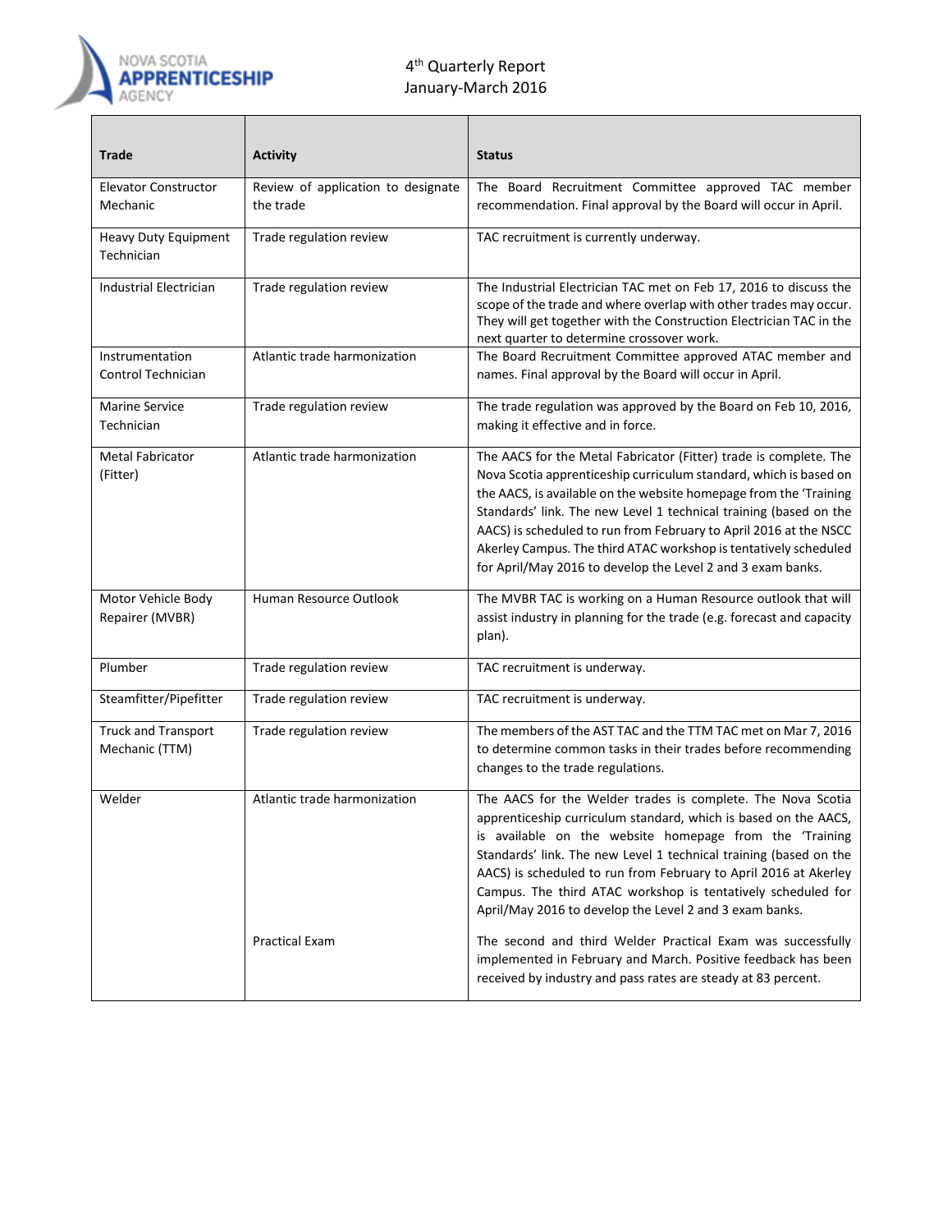4th Quarterly Report
January-March 2016

| Trade | Activity | Status |
|---|---|---|
| Elevator Constructor Mechanic | Review of application to designate the trade | The Board Recruitment Committee approved TAC member recommendation. Final approval by the Board will occur in April. |
| Heavy Duty Equipment Technician | Trade regulation review | TAC recruitment is currently underway. |
| Industrial Electrician | Trade regulation review | The Industrial Electrician TAC met on Feb 17, 2016 to discuss the scope of the trade and where overlap with other trades may occur. They will get together with the Construction Electrician TAC in the next quarter to determine crossover work. |
| Instrumentation Control Technician | Atlantic trade harmonization | The Board Recruitment Committee approved ATAC member and names. Final approval by the Board will occur in April. |
| Marine Service Technician | Trade regulation review | The trade regulation was approved by the Board on Feb 10, 2016, making it effective and in force. |
| Metal Fabricator (Fitter) | Atlantic trade harmonization | The AACS for the Metal Fabricator (Fitter) trade is complete. The Nova Scotia apprenticeship curriculum standard, which is based on the AACS, is available on the website homepage from the 'Training Standards' link. The new Level 1 technical training (based on the AACS) is scheduled to run from February to April 2016 at the NSCC Akerley Campus. The third ATAC workshop is tentatively scheduled for April/May 2016 to develop the Level 2 and 3 exam banks. |
| Motor Vehicle Body Repairer (MVBR) | Human Resource Outlook | The MVBR TAC is working on a Human Resource outlook that will assist industry in planning for the trade (e.g. forecast and capacity plan). |
| Plumber | Trade regulation review | TAC recruitment is underway. |
| Steamfitter/Pipefitter | Trade regulation review | TAC recruitment is underway. |
| Truck and Transport Mechanic (TTM) | Trade regulation review | The members of the AST TAC and the TTM TAC met on Mar 7, 2016 to determine common tasks in their trades before recommending changes to the trade regulations. |
| Welder | Atlantic trade harmonization | The AACS for the Welder trades is complete. The Nova Scotia apprenticeship curriculum standard, which is based on the AACS, is available on the website homepage from the 'Training Standards' link. The new Level 1 technical training (based on the AACS) is scheduled to run from February to April 2016 at Akerley Campus. The third ATAC workshop is tentatively scheduled for April/May 2016 to develop the Level 2 and 3 exam banks. |
| | Practical Exam | The second and third Welder Practical Exam was successfully implemented in February and March. Positive feedback has been received by industry and pass rates are steady at 83 percent. |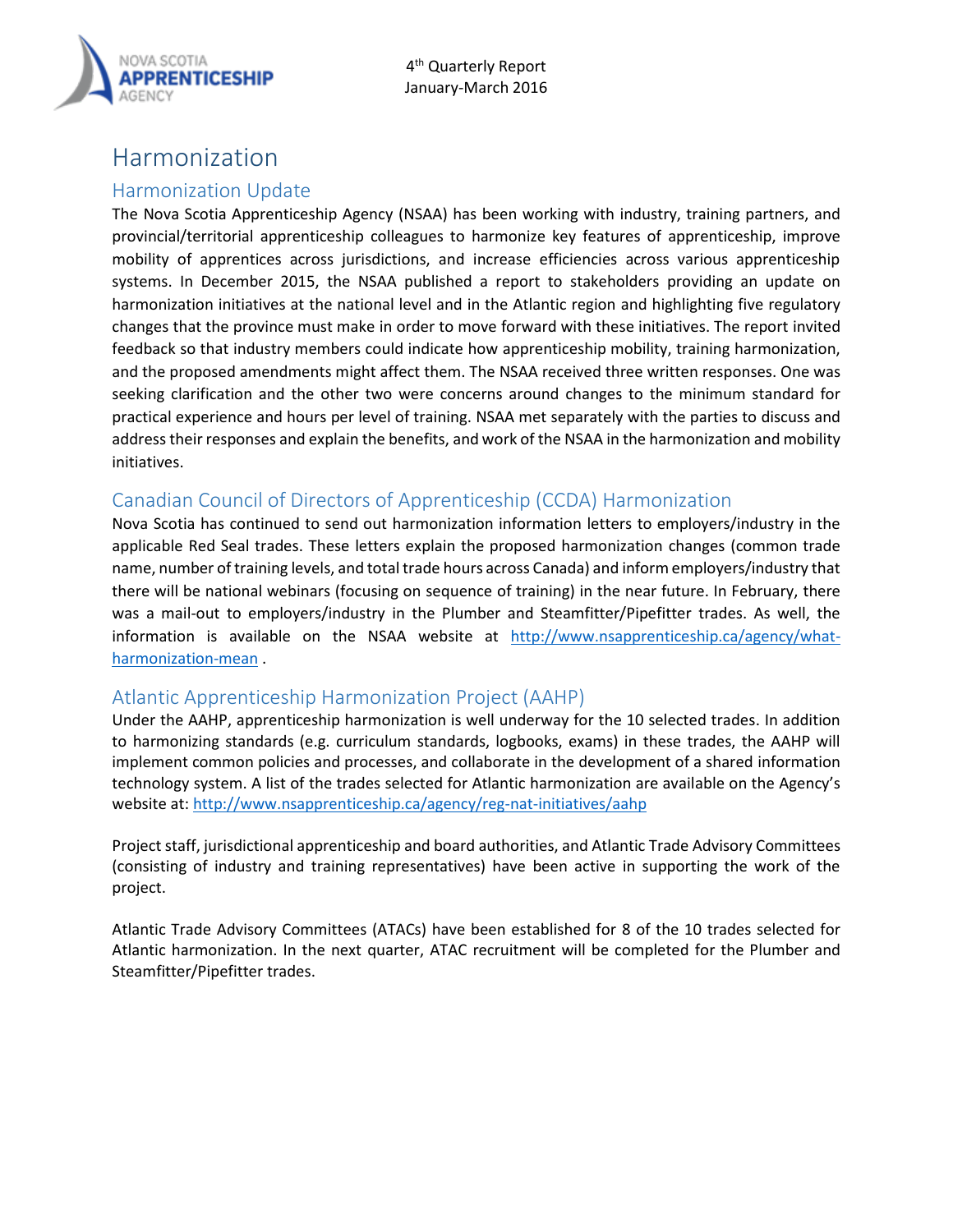# Harmonization

## Harmonization Update

The Nova Scotia Apprenticeship Agency (NSAA) has been working with industry, training partners, and provincial/territorial apprenticeship colleagues to harmonize key features of apprenticeship, improve mobility of apprentices across jurisdictions, and increase efficiencies across various apprenticeship systems. In December 2015, the NSAA published a report to stakeholders providing an update on harmonization initiatives at the national level and in the Atlantic region and highlighting five regulatory changes that the province must make in order to move forward with these initiatives. The report invited feedback so that industry members could indicate how apprenticeship mobility, training harmonization, and the proposed amendments might affect them. The NSAA received three written responses. One was seeking clarification and the other two were concerns around changes to the minimum standard for practical experience and hours per level of training. NSAA met separately with the parties to discuss and address their responses and explain the benefits, and work of the NSAA in the harmonization and mobility initiatives.

## Canadian Council of Directors of Apprenticeship (CCDA) Harmonization

Nova Scotia has continued to send out harmonization information letters to employers/industry in the applicable Red Seal trades. These letters explain the proposed harmonization changes (common trade name, number of training levels, and total trade hours across Canada) and inform employers/industry that there will be national webinars (focusing on sequence of training) in the near future. In February, there was a mail-out to employers/industry in the Plumber and Steamfitter/Pipefitter trades. As well, the information is available on the NSAA website at http://www.nsapprenticeship.ca/agency/what-harmonization-mean .

## Atlantic Apprenticeship Harmonization Project (AAHP)

Under the AAHP, apprenticeship harmonization is well underway for the 10 selected trades. In addition to harmonizing standards (e.g. curriculum standards, logbooks, exams) in these trades, the AAHP will implement common policies and processes, and collaborate in the development of a shared information technology system. A list of the trades selected for Atlantic harmonization are available on the Agency's website at: http://www.nsapprenticeship.ca/agency/reg-nat-initiatives/aahp

Project staff, jurisdictional apprenticeship and board authorities, and Atlantic Trade Advisory Committees (consisting of industry and training representatives) have been active in supporting the work of the project.

Atlantic Trade Advisory Committees (ATACs) have been established for 8 of the 10 trades selected for Atlantic harmonization. In the next quarter, ATAC recruitment will be completed for the Plumber and Steamfitter/Pipefitter trades.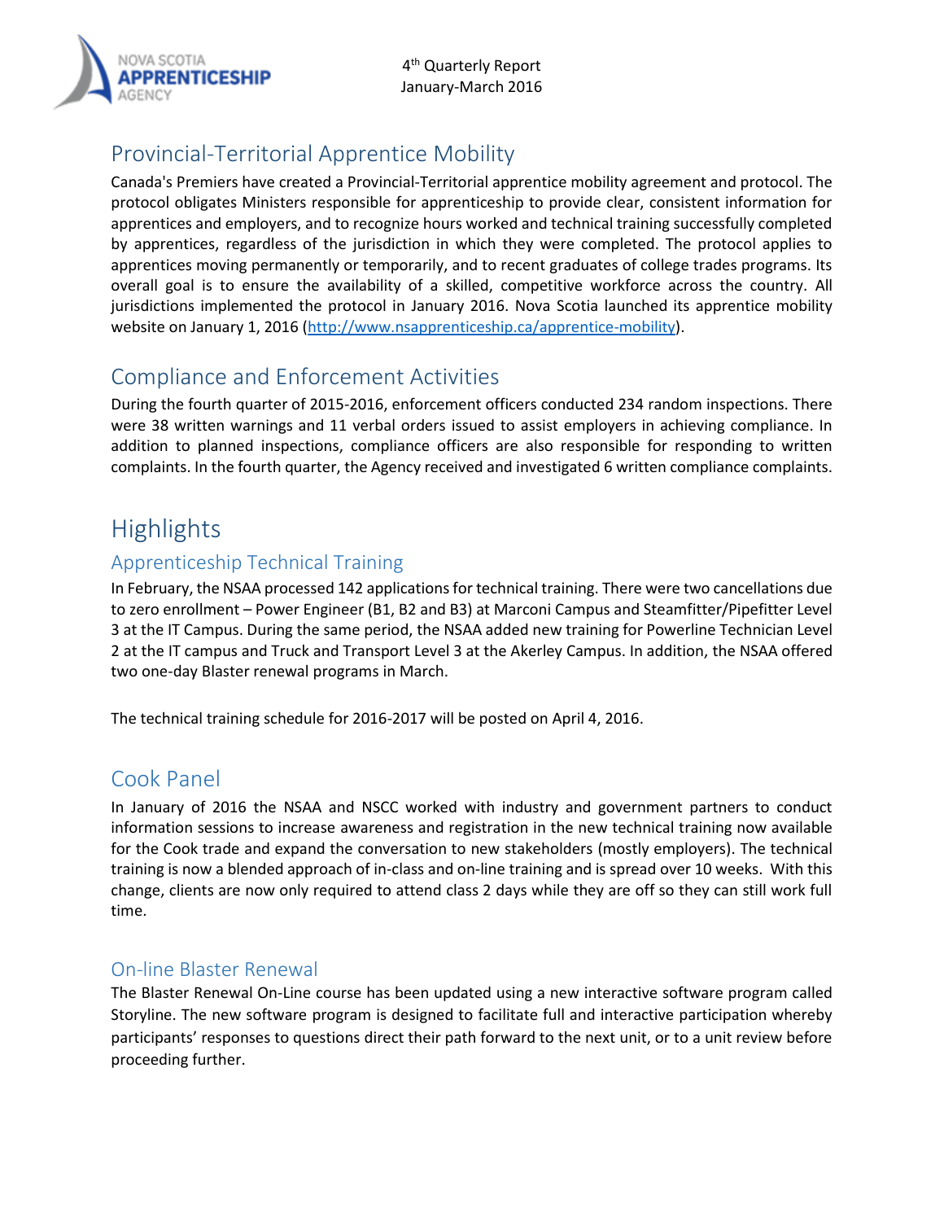## Provincial-Territorial Apprentice Mobility

Canada's Premiers have created a Provincial-Territorial apprentice mobility agreement and protocol. The protocol obligates Ministers responsible for apprenticeship to provide clear, consistent information for apprentices and employers, and to recognize hours worked and technical training successfully completed by apprentices, regardless of the jurisdiction in which they were completed. The protocol applies to apprentices moving permanently or temporarily, and to recent graduates of college trades programs. Its overall goal is to ensure the availability of a skilled, competitive workforce across the country. All jurisdictions implemented the protocol in January 2016. Nova Scotia launched its apprentice mobility website on January 1, 2016 (http://www.nsapprenticeship.ca/apprentice-mobility).

## Compliance and Enforcement Activities

During the fourth quarter of 2015-2016, enforcement officers conducted 234 random inspections. There were 38 written warnings and 11 verbal orders issued to assist employers in achieving compliance. In addition to planned inspections, compliance officers are also responsible for responding to written complaints. In the fourth quarter, the Agency received and investigated 6 written compliance complaints.

# Highlights

### Apprenticeship Technical Training

In February, the NSAA processed 142 applications for technical training. There were two cancellations due to zero enrollment – Power Engineer (B1, B2 and B3) at Marconi Campus and Steamfitter/Pipefitter Level 3 at the IT Campus. During the same period, the NSAA added new training for Powerline Technician Level 2 at the IT campus and Truck and Transport Level 3 at the Akerley Campus. In addition, the NSAA offered two one-day Blaster renewal programs in March.

The technical training schedule for 2016-2017 will be posted on April 4, 2016.

## Cook Panel

In January of 2016 the NSAA and NSCC worked with industry and government partners to conduct information sessions to increase awareness and registration in the new technical training now available for the Cook trade and expand the conversation to new stakeholders (mostly employers). The technical training is now a blended approach of in-class and on-line training and is spread over 10 weeks. With this change, clients are now only required to attend class 2 days while they are off so they can still work full time.

### On-line Blaster Renewal

The Blaster Renewal On-Line course has been updated using a new interactive software program called Storyline. The new software program is designed to facilitate full and interactive participation whereby participants' responses to questions direct their path forward to the next unit, or to a unit review before proceeding further.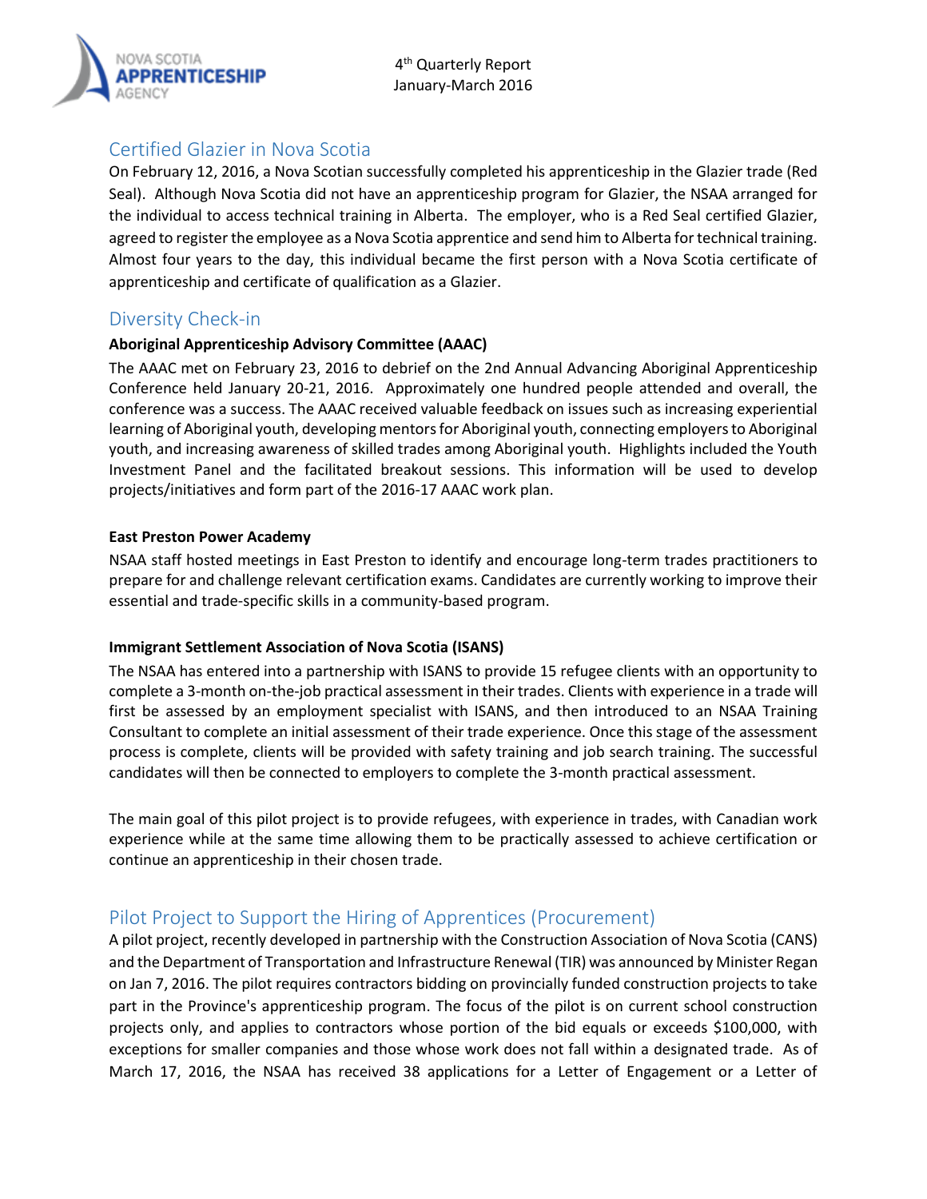## Certified Glazier in Nova Scotia

On February 12, 2016, a Nova Scotian successfully completed his apprenticeship in the Glazier trade (Red Seal). Although Nova Scotia did not have an apprenticeship program for Glazier, the NSAA arranged for the individual to access technical training in Alberta. The employer, who is a Red Seal certified Glazier, agreed to register the employee as a Nova Scotia apprentice and send him to Alberta for technical training. Almost four years to the day, this individual became the first person with a Nova Scotia certificate of apprenticeship and certificate of qualification as a Glazier.

## Diversity Check-in

**Aboriginal Apprenticeship Advisory Committee (AAAC)**

The AAAC met on February 23, 2016 to debrief on the 2nd Annual Advancing Aboriginal Apprenticeship Conference held January 20-21, 2016. Approximately one hundred people attended and overall, the conference was a success. The AAAC received valuable feedback on issues such as increasing experiential learning of Aboriginal youth, developing mentors for Aboriginal youth, connecting employers to Aboriginal youth, and increasing awareness of skilled trades among Aboriginal youth. Highlights included the Youth Investment Panel and the facilitated breakout sessions. This information will be used to develop projects/initiatives and form part of the 2016-17 AAAC work plan.

**East Preston Power Academy**

NSAA staff hosted meetings in East Preston to identify and encourage long-term trades practitioners to prepare for and challenge relevant certification exams. Candidates are currently working to improve their essential and trade-specific skills in a community-based program.

**Immigrant Settlement Association of Nova Scotia (ISANS)**

The NSAA has entered into a partnership with ISANS to provide 15 refugee clients with an opportunity to complete a 3-month on-the-job practical assessment in their trades. Clients with experience in a trade will first be assessed by an employment specialist with ISANS, and then introduced to an NSAA Training Consultant to complete an initial assessment of their trade experience. Once this stage of the assessment process is complete, clients will be provided with safety training and job search training. The successful candidates will then be connected to employers to complete the 3-month practical assessment.

The main goal of this pilot project is to provide refugees, with experience in trades, with Canadian work experience while at the same time allowing them to be practically assessed to achieve certification or continue an apprenticeship in their chosen trade.

## Pilot Project to Support the Hiring of Apprentices (Procurement)

A pilot project, recently developed in partnership with the Construction Association of Nova Scotia (CANS) and the Department of Transportation and Infrastructure Renewal (TIR) was announced by Minister Regan on Jan 7, 2016. The pilot requires contractors bidding on provincially funded construction projects to take part in the Province's apprenticeship program. The focus of the pilot is on current school construction projects only, and applies to contractors whose portion of the bid equals or exceeds $100,000, with exceptions for smaller companies and those whose work does not fall within a designated trade. As of March 17, 2016, the NSAA has received 38 applications for a Letter of Engagement or a Letter of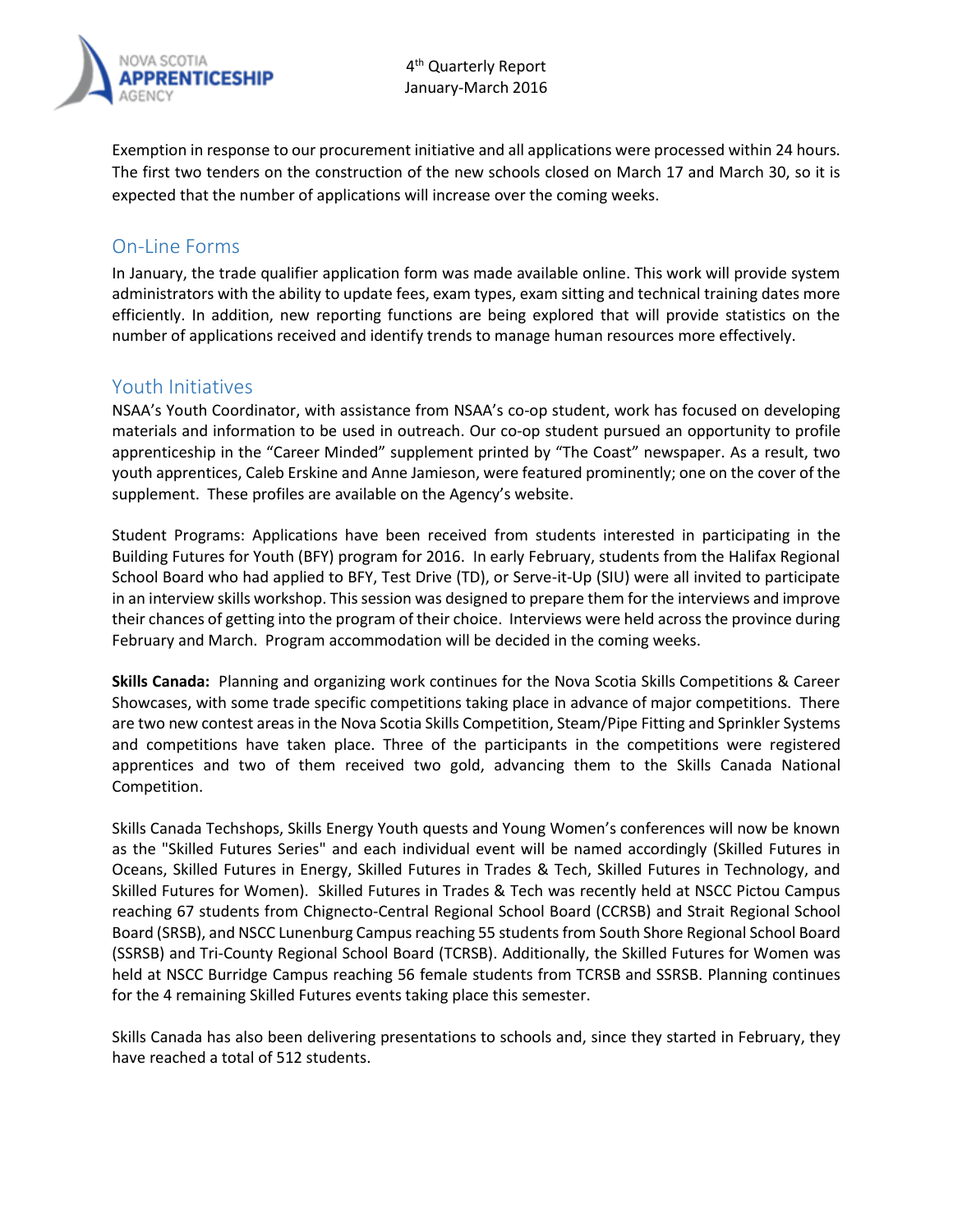Exemption in response to our procurement initiative and all applications were processed within 24 hours. The first two tenders on the construction of the new schools closed on March 17 and March 30, so it is expected that the number of applications will increase over the coming weeks.

## On-Line Forms

In January, the trade qualifier application form was made available online. This work will provide system administrators with the ability to update fees, exam types, exam sitting and technical training dates more efficiently. In addition, new reporting functions are being explored that will provide statistics on the number of applications received and identify trends to manage human resources more effectively.

## Youth Initiatives

NSAA's Youth Coordinator, with assistance from NSAA's co-op student, work has focused on developing materials and information to be used in outreach. Our co-op student pursued an opportunity to profile apprenticeship in the "Career Minded" supplement printed by "The Coast" newspaper. As a result, two youth apprentices, Caleb Erskine and Anne Jamieson, were featured prominently; one on the cover of the supplement. These profiles are available on the Agency's website.

Student Programs: Applications have been received from students interested in participating in the Building Futures for Youth (BFY) program for 2016. In early February, students from the Halifax Regional School Board who had applied to BFY, Test Drive (TD), or Serve-it-Up (SIU) were all invited to participate in an interview skills workshop. This session was designed to prepare them for the interviews and improve their chances of getting into the program of their choice. Interviews were held across the province during February and March. Program accommodation will be decided in the coming weeks.

**Skills Canada:** Planning and organizing work continues for the Nova Scotia Skills Competitions & Career Showcases, with some trade specific competitions taking place in advance of major competitions. There are two new contest areas in the Nova Scotia Skills Competition, Steam/Pipe Fitting and Sprinkler Systems and competitions have taken place. Three of the participants in the competitions were registered apprentices and two of them received two gold, advancing them to the Skills Canada National Competition.

Skills Canada Techshops, Skills Energy Youth quests and Young Women's conferences will now be known as the "Skilled Futures Series" and each individual event will be named accordingly (Skilled Futures in Oceans, Skilled Futures in Energy, Skilled Futures in Trades & Tech, Skilled Futures in Technology, and Skilled Futures for Women). Skilled Futures in Trades & Tech was recently held at NSCC Pictou Campus reaching 67 students from Chignecto-Central Regional School Board (CCRSB) and Strait Regional School Board (SRSB), and NSCC Lunenburg Campus reaching 55 students from South Shore Regional School Board (SSRSB) and Tri-County Regional School Board (TCRSB). Additionally, the Skilled Futures for Women was held at NSCC Burridge Campus reaching 56 female students from TCRSB and SSRSB. Planning continues for the 4 remaining Skilled Futures events taking place this semester.

Skills Canada has also been delivering presentations to schools and, since they started in February, they have reached a total of 512 students.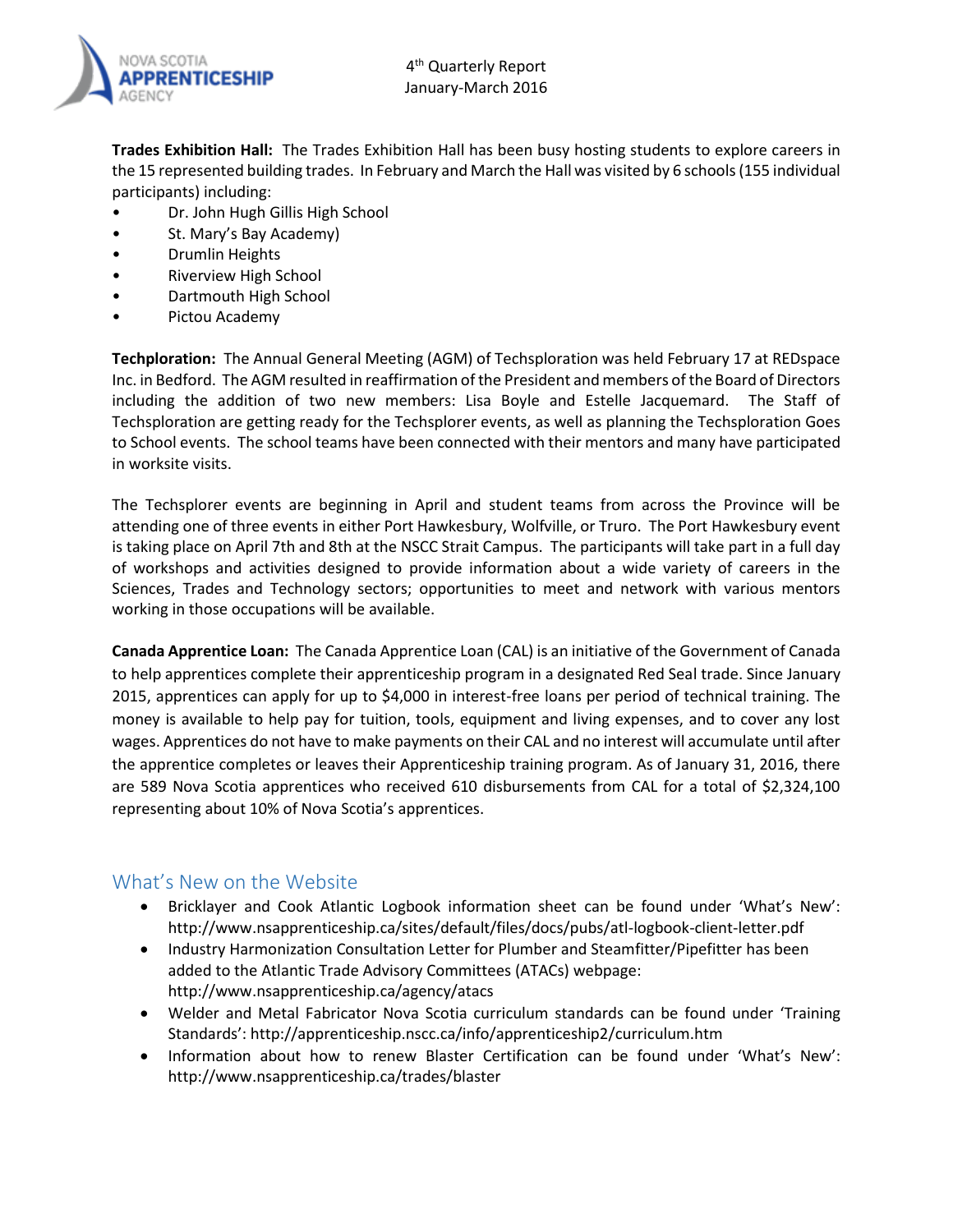**Trades Exhibition Hall:** The Trades Exhibition Hall has been busy hosting students to explore careers in the 15 represented building trades. In February and March the Hall was visited by 6 schools (155 individual participants) including:

- Dr. John Hugh Gillis High School
- St. Mary's Bay Academy)
- Drumlin Heights
- Riverview High School
- Dartmouth High School
- Pictou Academy

**Techploration:** The Annual General Meeting (AGM) of Techsploration was held February 17 at REDspace Inc. in Bedford. The AGM resulted in reaffirmation of the President and members of the Board of Directors including the addition of two new members: Lisa Boyle and Estelle Jacquemard. The Staff of Techsploration are getting ready for the Techsplorer events, as well as planning the Techsploration Goes to School events. The school teams have been connected with their mentors and many have participated in worksite visits.

The Techsplorer events are beginning in April and student teams from across the Province will be attending one of three events in either Port Hawkesbury, Wolfville, or Truro. The Port Hawkesbury event is taking place on April 7th and 8th at the NSCC Strait Campus. The participants will take part in a full day of workshops and activities designed to provide information about a wide variety of careers in the Sciences, Trades and Technology sectors; opportunities to meet and network with various mentors working in those occupations will be available.

**Canada Apprentice Loan:** The Canada Apprentice Loan (CAL) is an initiative of the Government of Canada to help apprentices complete their apprenticeship program in a designated Red Seal trade. Since January 2015, apprentices can apply for up to $4,000 in interest-free loans per period of technical training. The money is available to help pay for tuition, tools, equipment and living expenses, and to cover any lost wages. Apprentices do not have to make payments on their CAL and no interest will accumulate until after the apprentice completes or leaves their Apprenticeship training program. As of January 31, 2016, there are 589 Nova Scotia apprentices who received 610 disbursements from CAL for a total of $2,324,100 representing about 10% of Nova Scotia's apprentices.

## What's New on the Website

- Bricklayer and Cook Atlantic Logbook information sheet can be found under 'What's New': http://www.nsapprenticeship.ca/sites/default/files/docs/pubs/atl-logbook-client-letter.pdf
- Industry Harmonization Consultation Letter for Plumber and Steamfitter/Pipefitter has been added to the Atlantic Trade Advisory Committees (ATACs) webpage: http://www.nsapprenticeship.ca/agency/atacs
- Welder and Metal Fabricator Nova Scotia curriculum standards can be found under 'Training Standards': http://apprenticeship.nscc.ca/info/apprenticeship2/curriculum.htm
- Information about how to renew Blaster Certification can be found under 'What's New': http://www.nsapprenticeship.ca/trades/blaster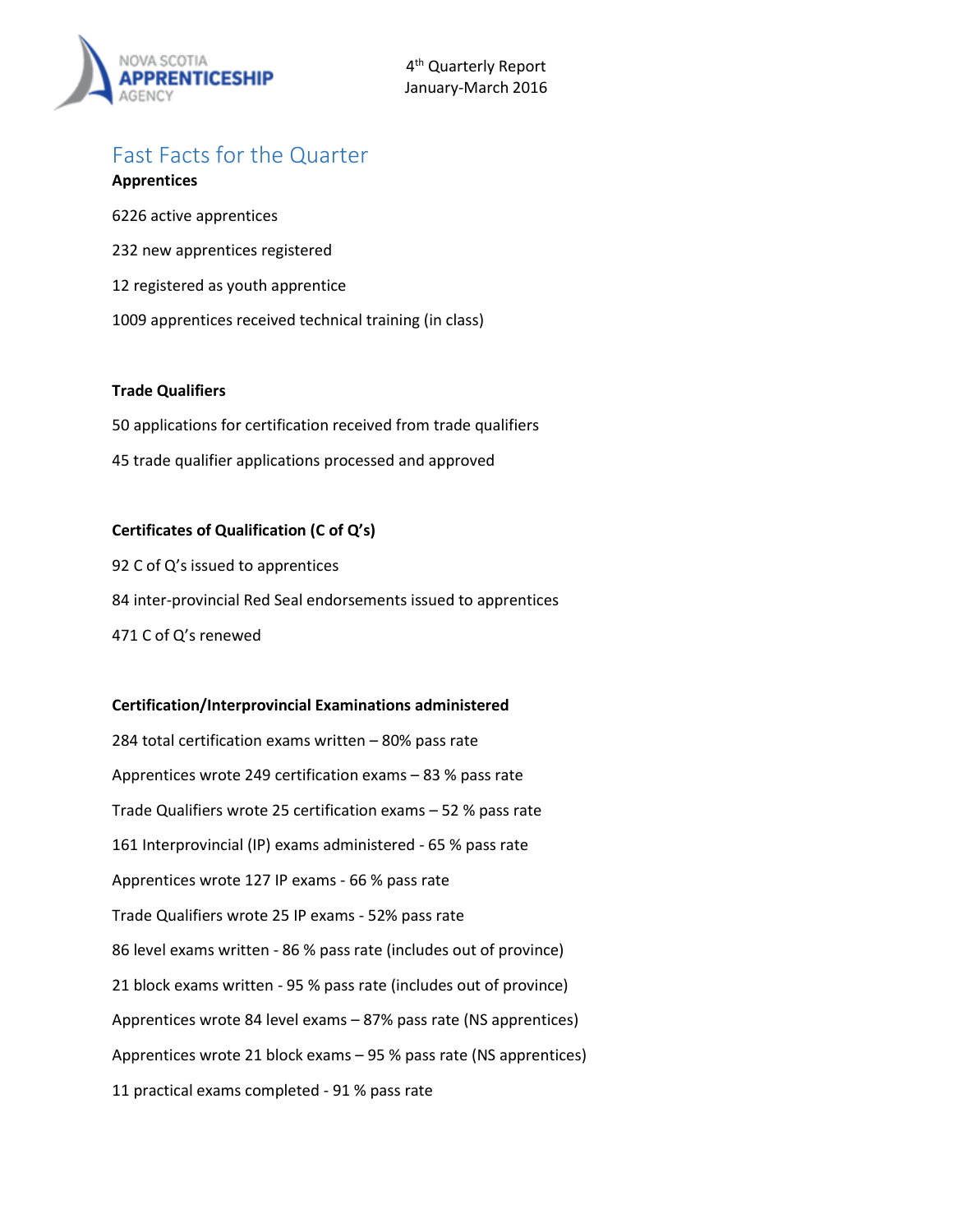4th Quarterly Report
January-March 2016

## Fast Facts for the Quarter

**Apprentices**

6226 active apprentices

232 new apprentices registered

12 registered as youth apprentice

1009 apprentices received technical training (in class)

**Trade Qualifiers**

50 applications for certification received from trade qualifiers

45 trade qualifier applications processed and approved

**Certificates of Qualification (C of Q's)**

92 C of Q's issued to apprentices

84 inter-provincial Red Seal endorsements issued to apprentices

471 C of Q's renewed

**Certification/Interprovincial Examinations administered**

284 total certification exams written – 80% pass rate

Apprentices wrote 249 certification exams – 83 % pass rate

Trade Qualifiers wrote 25 certification exams – 52 % pass rate

161 Interprovincial (IP) exams administered - 65 % pass rate

Apprentices wrote 127 IP exams - 66 % pass rate

Trade Qualifiers wrote 25 IP exams - 52% pass rate

86 level exams written - 86 % pass rate (includes out of province)

21 block exams written - 95 % pass rate (includes out of province)

Apprentices wrote 84 level exams – 87% pass rate (NS apprentices)

Apprentices wrote 21 block exams – 95 % pass rate (NS apprentices)

11 practical exams completed - 91 % pass rate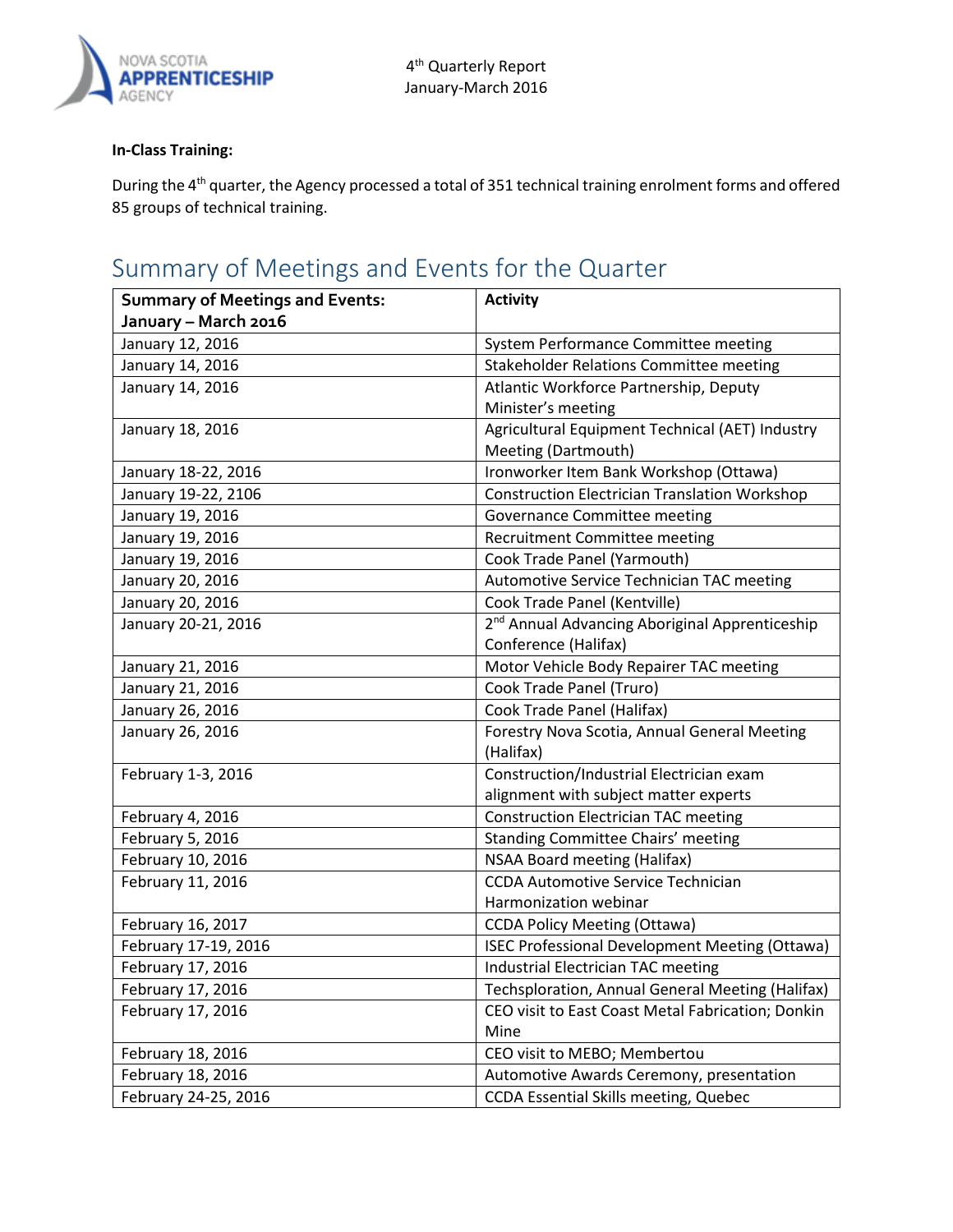**In-Class Training:**

During the 4th quarter, the Agency processed a total of 351 technical training enrolment forms and offered 85 groups of technical training.

## Summary of Meetings and Events for the Quarter

| Summary of Meetings and Events: January – March 2016 | Activity |
|---|---|
| January 12, 2016 | System Performance Committee meeting |
| January 14, 2016 | Stakeholder Relations Committee meeting |
| January 14, 2016 | Atlantic Workforce Partnership, Deputy Minister's meeting |
| January 18, 2016 | Agricultural Equipment Technical (AET) Industry Meeting (Dartmouth) |
| January 18-22, 2016 | Ironworker Item Bank Workshop (Ottawa) |
| January 19-22, 2106 | Construction Electrician Translation Workshop |
| January 19, 2016 | Governance Committee meeting |
| January 19, 2016 | Recruitment Committee meeting |
| January 19, 2016 | Cook Trade Panel (Yarmouth) |
| January 20, 2016 | Automotive Service Technician TAC meeting |
| January 20, 2016 | Cook Trade Panel (Kentville) |
| January 20-21, 2016 | 2nd Annual Advancing Aboriginal Apprenticeship Conference (Halifax) |
| January 21, 2016 | Motor Vehicle Body Repairer TAC meeting |
| January 21, 2016 | Cook Trade Panel (Truro) |
| January 26, 2016 | Cook Trade Panel (Halifax) |
| January 26, 2016 | Forestry Nova Scotia, Annual General Meeting (Halifax) |
| February 1-3, 2016 | Construction/Industrial Electrician exam alignment with subject matter experts |
| February 4, 2016 | Construction Electrician TAC meeting |
| February 5, 2016 | Standing Committee Chairs' meeting |
| February 10, 2016 | NSAA Board meeting (Halifax) |
| February 11, 2016 | CCDA Automotive Service Technician Harmonization webinar |
| February 16, 2017 | CCDA Policy Meeting (Ottawa) |
| February 17-19, 2016 | ISEC Professional Development Meeting (Ottawa) |
| February 17, 2016 | Industrial Electrician TAC meeting |
| February 17, 2016 | Techsploration, Annual General Meeting (Halifax) |
| February 17, 2016 | CEO visit to East Coast Metal Fabrication; Donkin Mine |
| February 18, 2016 | CEO visit to MEBO; Membertou |
| February 18, 2016 | Automotive Awards Ceremony, presentation |
| February 24-25, 2016 | CCDA Essential Skills meeting, Quebec |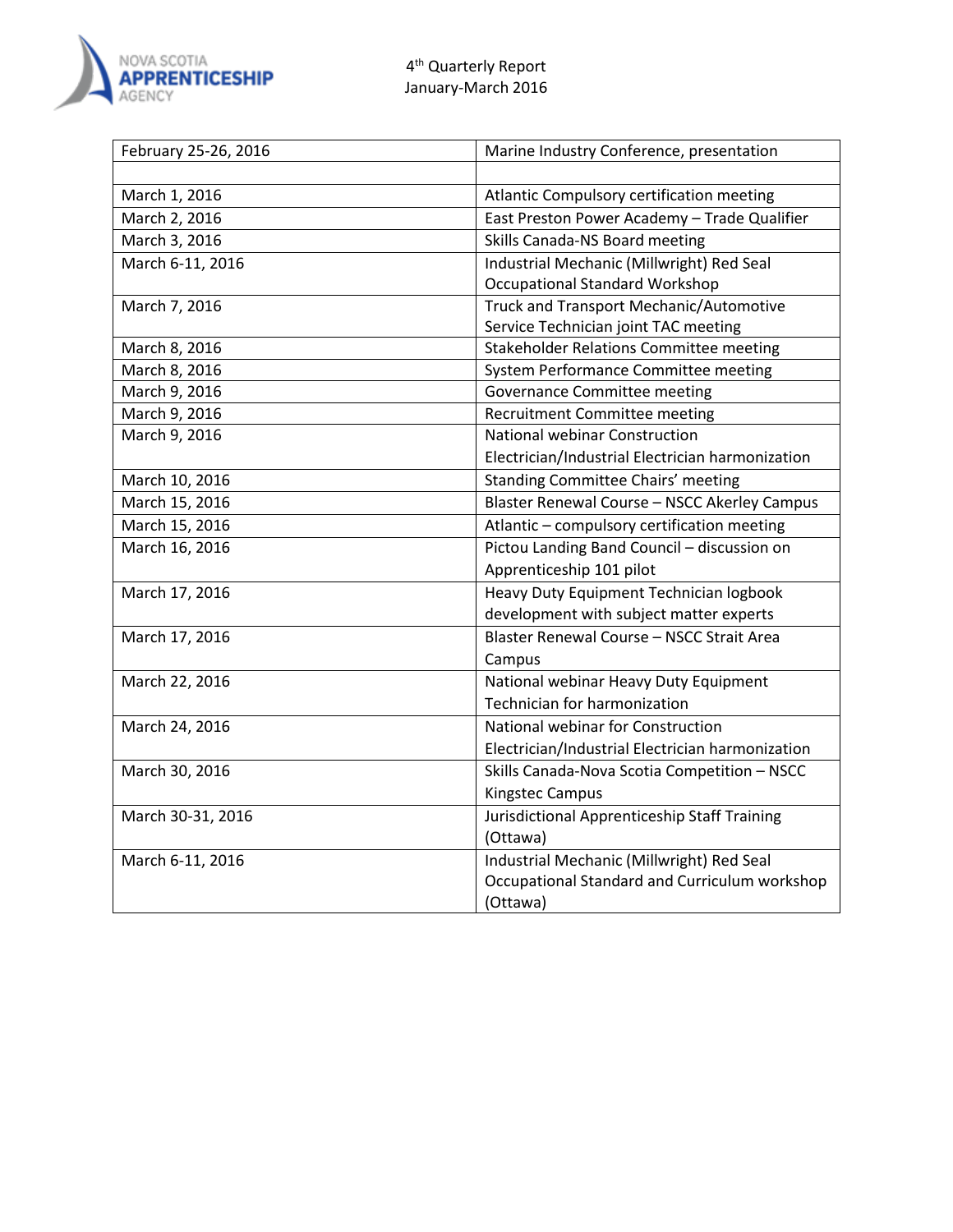| February 25-26, 2016 | Marine Industry Conference, presentation |
|---|---|
| | |
| March 1, 2016 | Atlantic Compulsory certification meeting |
| March 2, 2016 | East Preston Power Academy – Trade Qualifier |
| March 3, 2016 | Skills Canada-NS Board meeting |
| March 6-11, 2016 | Industrial Mechanic (Millwright) Red Seal Occupational Standard Workshop |
| March 7, 2016 | Truck and Transport Mechanic/Automotive Service Technician joint TAC meeting |
| March 8, 2016 | Stakeholder Relations Committee meeting |
| March 8, 2016 | System Performance Committee meeting |
| March 9, 2016 | Governance Committee meeting |
| March 9, 2016 | Recruitment Committee meeting |
| March 9, 2016 | National webinar Construction Electrician/Industrial Electrician harmonization |
| March 10, 2016 | Standing Committee Chairs' meeting |
| March 15, 2016 | Blaster Renewal Course – NSCC Akerley Campus |
| March 15, 2016 | Atlantic – compulsory certification meeting |
| March 16, 2016 | Pictou Landing Band Council – discussion on Apprenticeship 101 pilot |
| March 17, 2016 | Heavy Duty Equipment Technician logbook development with subject matter experts |
| March 17, 2016 | Blaster Renewal Course – NSCC Strait Area Campus |
| March 22, 2016 | National webinar Heavy Duty Equipment Technician for harmonization |
| March 24, 2016 | National webinar for Construction Electrician/Industrial Electrician harmonization |
| March 30, 2016 | Skills Canada-Nova Scotia Competition – NSCC Kingstec Campus |
| March 30-31, 2016 | Jurisdictional Apprenticeship Staff Training (Ottawa) |
| March 6-11, 2016 | Industrial Mechanic (Millwright) Red Seal Occupational Standard and Curriculum workshop (Ottawa) |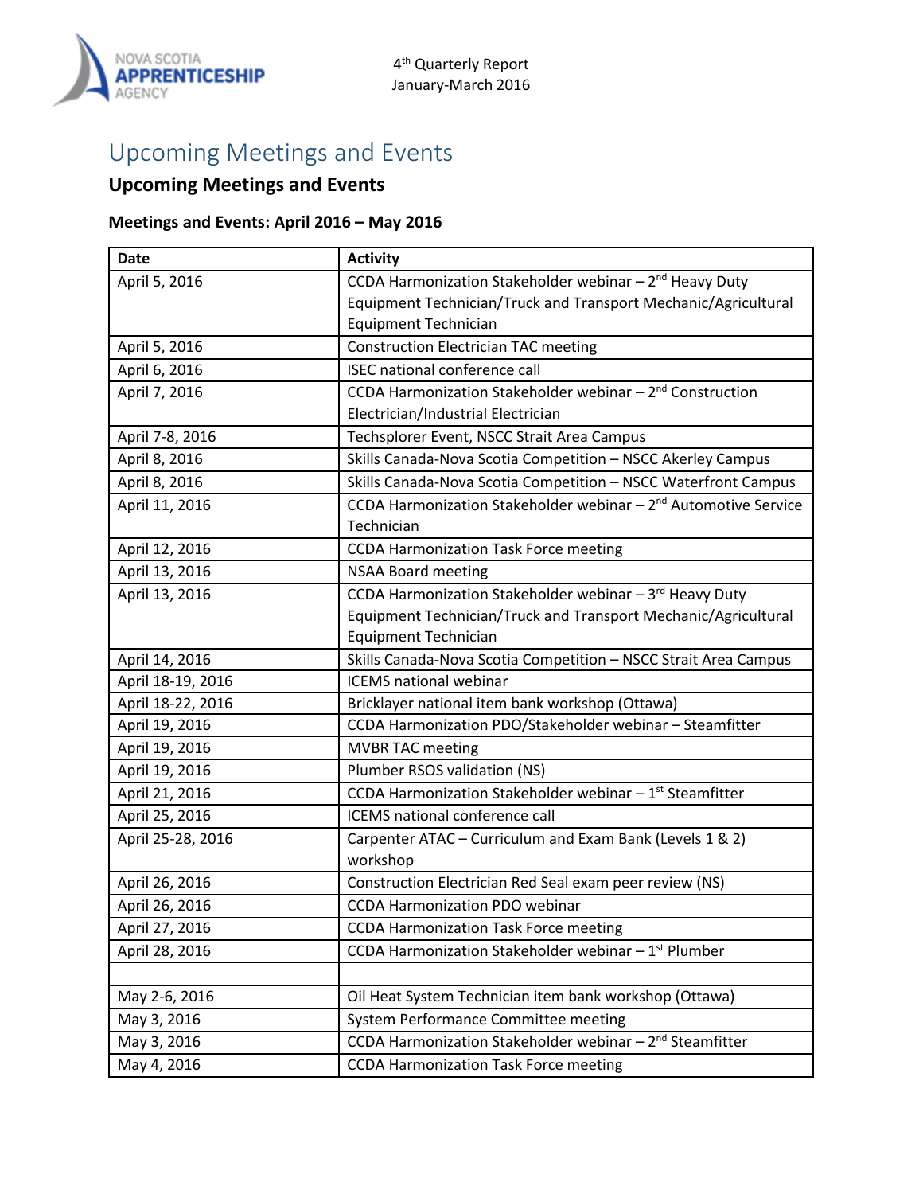# Upcoming Meetings and Events

## Upcoming Meetings and Events

### Meetings and Events: April 2016 – May 2016

| Date | Activity |
|---|---|
| April 5, 2016 | CCDA Harmonization Stakeholder webinar – 2nd Heavy Duty Equipment Technician/Truck and Transport Mechanic/Agricultural Equipment Technician |
| April 5, 2016 | Construction Electrician TAC meeting |
| April 6, 2016 | ISEC national conference call |
| April 7, 2016 | CCDA Harmonization Stakeholder webinar – 2nd Construction Electrician/Industrial Electrician |
| April 7-8, 2016 | Techsplorer Event, NSCC Strait Area Campus |
| April 8, 2016 | Skills Canada-Nova Scotia Competition – NSCC Akerley Campus |
| April 8, 2016 | Skills Canada-Nova Scotia Competition – NSCC Waterfront Campus |
| April 11, 2016 | CCDA Harmonization Stakeholder webinar – 2nd Automotive Service Technician |
| April 12, 2016 | CCDA Harmonization Task Force meeting |
| April 13, 2016 | NSAA Board meeting |
| April 13, 2016 | CCDA Harmonization Stakeholder webinar – 3rd Heavy Duty Equipment Technician/Truck and Transport Mechanic/Agricultural Equipment Technician |
| April 14, 2016 | Skills Canada-Nova Scotia Competition – NSCC Strait Area Campus |
| April 18-19, 2016 | ICEMS national webinar |
| April 18-22, 2016 | Bricklayer national item bank workshop (Ottawa) |
| April 19, 2016 | CCDA Harmonization PDO/Stakeholder webinar – Steamfitter |
| April 19, 2016 | MVBR TAC meeting |
| April 19, 2016 | Plumber RSOS validation (NS) |
| April 21, 2016 | CCDA Harmonization Stakeholder webinar – 1st Steamfitter |
| April 25, 2016 | ICEMS national conference call |
| April 25-28, 2016 | Carpenter ATAC – Curriculum and Exam Bank (Levels 1 & 2) workshop |
| April 26, 2016 | Construction Electrician Red Seal exam peer review (NS) |
| April 26, 2016 | CCDA Harmonization PDO webinar |
| April 27, 2016 | CCDA Harmonization Task Force meeting |
| April 28, 2016 | CCDA Harmonization Stakeholder webinar – 1st Plumber |
| | |
| May 2-6, 2016 | Oil Heat System Technician item bank workshop (Ottawa) |
| May 3, 2016 | System Performance Committee meeting |
| May 3, 2016 | CCDA Harmonization Stakeholder webinar – 2nd Steamfitter |
| May 4, 2016 | CCDA Harmonization Task Force meeting |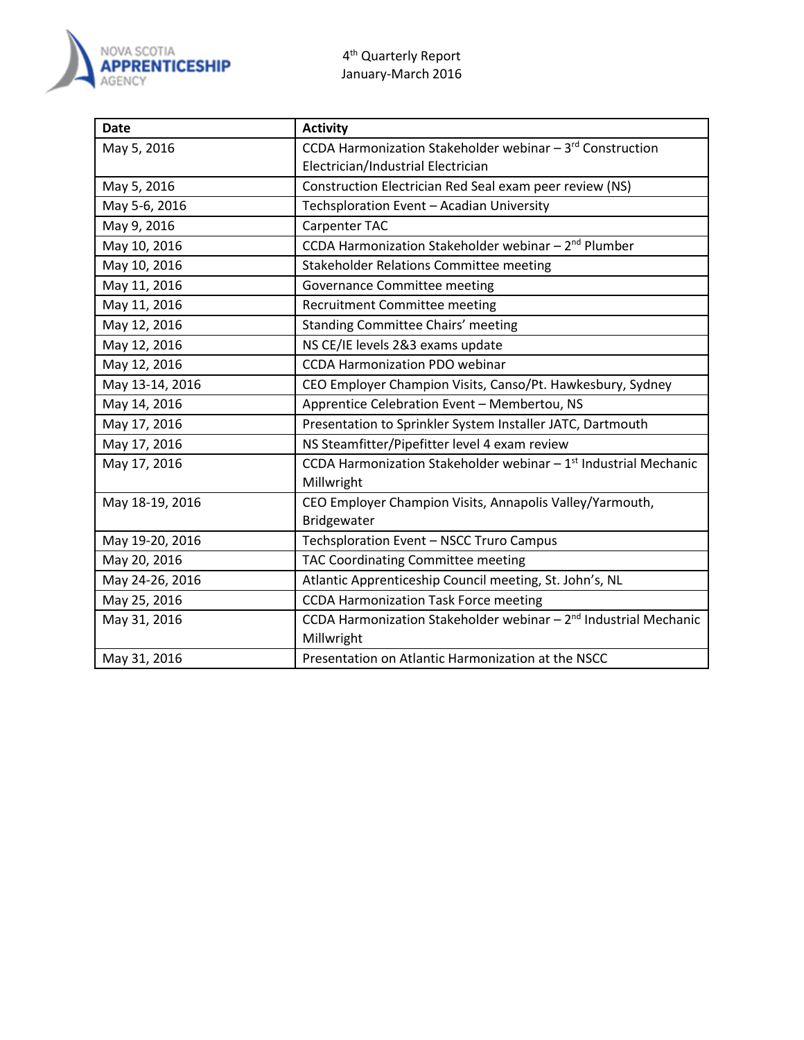4th Quarterly Report
January-March 2016

| Date | Activity |
|---|---|
| May 5, 2016 | CCDA Harmonization Stakeholder webinar – 3rd Construction Electrician/Industrial Electrician |
| May 5, 2016 | Construction Electrician Red Seal exam peer review (NS) |
| May 5-6, 2016 | Techsploration Event – Acadian University |
| May 9, 2016 | Carpenter TAC |
| May 10, 2016 | CCDA Harmonization Stakeholder webinar – 2nd Plumber |
| May 10, 2016 | Stakeholder Relations Committee meeting |
| May 11, 2016 | Governance Committee meeting |
| May 11, 2016 | Recruitment Committee meeting |
| May 12, 2016 | Standing Committee Chairs' meeting |
| May 12, 2016 | NS CE/IE levels 2&3 exams update |
| May 12, 2016 | CCDA Harmonization PDO webinar |
| May 13-14, 2016 | CEO Employer Champion Visits, Canso/Pt. Hawkesbury, Sydney |
| May 14, 2016 | Apprentice Celebration Event – Membertou, NS |
| May 17, 2016 | Presentation to Sprinkler System Installer JATC, Dartmouth |
| May 17, 2016 | NS Steamfitter/Pipefitter level 4 exam review |
| May 17, 2016 | CCDA Harmonization Stakeholder webinar – 1st Industrial Mechanic Millwright |
| May 18-19, 2016 | CEO Employer Champion Visits, Annapolis Valley/Yarmouth, Bridgewater |
| May 19-20, 2016 | Techsploration Event – NSCC Truro Campus |
| May 20, 2016 | TAC Coordinating Committee meeting |
| May 24-26, 2016 | Atlantic Apprenticeship Council meeting, St. John's, NL |
| May 25, 2016 | CCDA Harmonization Task Force meeting |
| May 31, 2016 | CCDA Harmonization Stakeholder webinar – 2nd Industrial Mechanic Millwright |
| May 31, 2016 | Presentation on Atlantic Harmonization at the NSCC |